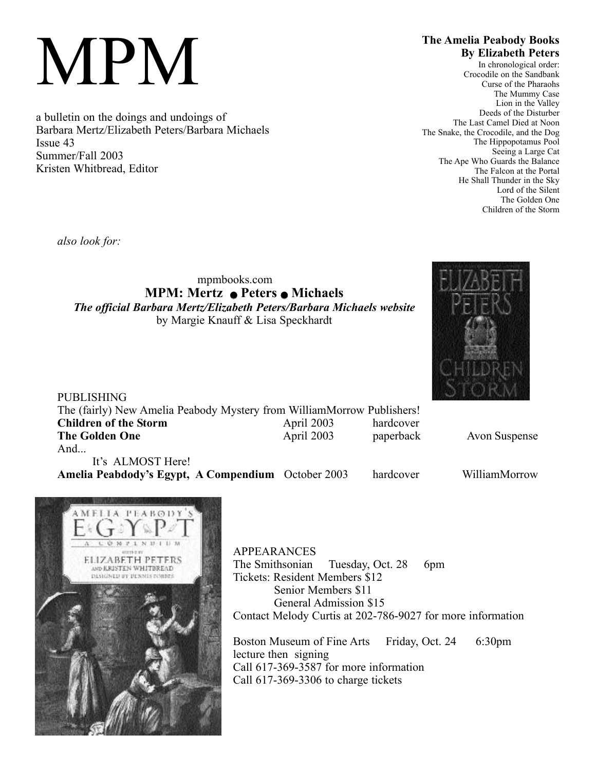# MPM

a bulletin on the doings and undoings of
Barbara Mertz/Elizabeth Peters/Barbara Michaels
Issue 43
Summer/Fall 2003
Kristen Whitbread, Editor

**The Amelia Peabody Books**
**By Elizabeth Peters**

In chronological order:
Crocodile on the Sandbank
Curse of the Pharaohs
The Mummy Case
Lion in the Valley
Deeds of the Disturber
The Last Camel Died at Noon
The Snake, the Crocodile, and the Dog
The Hippopotamus Pool
Seeing a Large Cat
The Ape Who Guards the Balance
The Falcon at the Portal
He Shall Thunder in the Sky
Lord of the Silent
The Golden One
Children of the Storm

*also look for:*

mpmbooks.com
**MPM: Mertz ● Peters ● Michaels**
***The official Barbara Mertz/Elizabeth Peters/Barbara Michaels website***
by Margie Knauff & Lisa Speckhardt

PUBLISHING
The (fairly) New Amelia Peabody Mystery from WilliamMorrow Publishers!

| | | | |
|---|---|---|---|
| **Children of the Storm** | April 2003 | hardcover | |
| **The Golden One** | April 2003 | paperback | Avon Suspense |

And...
It's ALMOST Here!

| | | | |
|---|---|---|---|
| **Amelia Peabdody's Egypt, A Compendium** | October 2003 | hardcover | WilliamMorrow |

APPEARANCES
The Smithsonian Tuesday, Oct. 28 6pm
Tickets: Resident Members $12
Senior Members $11
General Admission $15
Contact Melody Curtis at 202-786-9027 for more information

Boston Museum of Fine Arts Friday, Oct. 24 6:30pm
lecture then signing
Call 617-369-3587 for more information
Call 617-369-3306 to charge tickets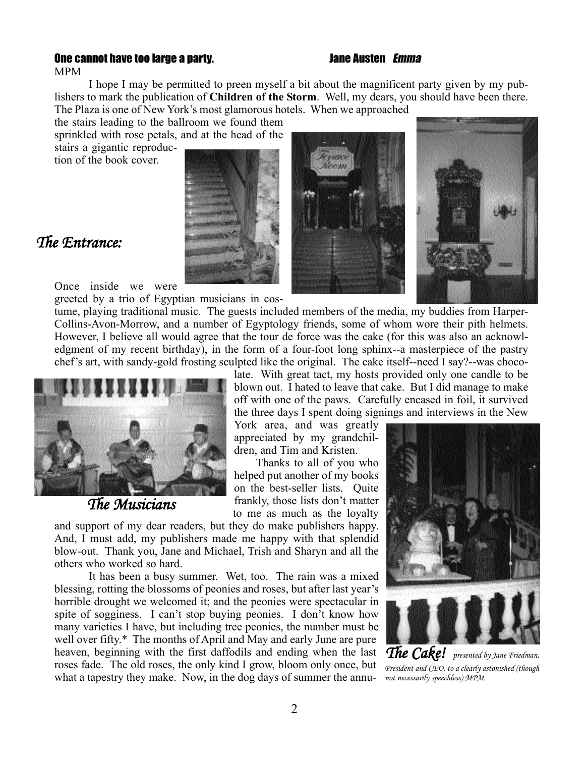**One cannot have too large a party.** — **Jane Austen** ***Emma***

MPM

I hope I may be permitted to preen myself a bit about the magnificent party given by my publishers to mark the publication of **Children of the Storm**. Well, my dears, you should have been there. The Plaza is one of New York's most glamorous hotels. When we approached the stairs leading to the ballroom we found them sprinkled with rose petals, and at the head of the stairs a gigantic reproduction of the book cover.

*The Entrance:*

Once inside we were greeted by a trio of Egyptian musicians in costume, playing traditional music. The guests included members of the media, my buddies from Harper-Collins-Avon-Morrow, and a number of Egyptology friends, some of whom wore their pith helmets. However, I believe all would agree that the tour de force was the cake (for this was also an acknowledgment of my recent birthday), in the form of a four-foot long sphinx--a masterpiece of the pastry chef's art, with sandy-gold frosting sculpted like the original. The cake itself--need I say?--was chocolate. With great tact, my hosts provided only one candle to be blown out. I hated to leave that cake. But I did manage to make off with one of the paws. Carefully encased in foil, it survived the three days I spent doing signings and interviews in the New York area, and was greatly appreciated by my grandchildren, and Tim and Kristen.

*The Musicians*

Thanks to all of you who helped put another of my books on the best-seller lists. Quite frankly, those lists don't matter to me as much as the loyalty and support of my dear readers, but they do make publishers happy. And, I must add, my publishers made me happy with that splendid blow-out. Thank you, Jane and Michael, Trish and Sharyn and all the others who worked so hard.

It has been a busy summer. Wet, too. The rain was a mixed blessing, rotting the blossoms of peonies and roses, but after last year's horrible drought we welcomed it; and the peonies were spectacular in spite of sogginess. I can't stop buying peonies. I don't know how many varieties I have, but including tree peonies, the number must be well over fifty.* The months of April and May and early June are pure heaven, beginning with the first daffodils and ending when the last roses fade. The old roses, the only kind I grow, bloom only once, but what a tapestry they make. Now, in the dog days of summer the annu-

*The Cake!* *presented by Jane Friedman, President and CEO, to a clearly astonished (though not necessarily speechless) MPM.*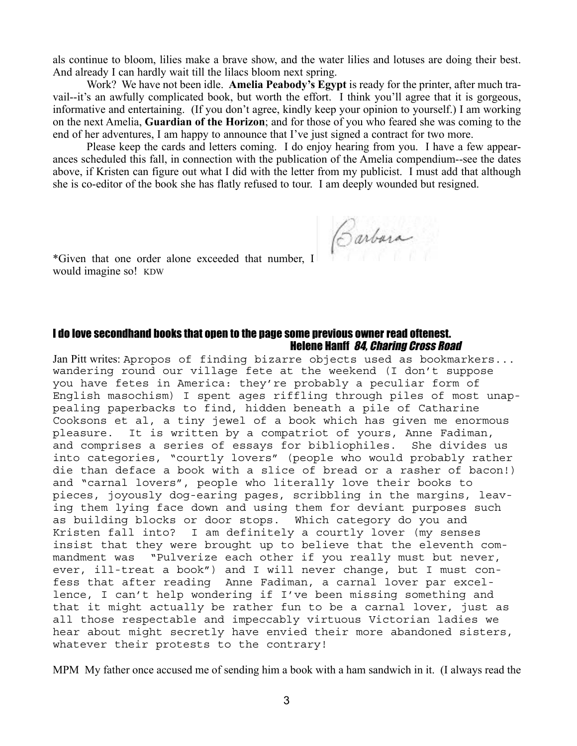als continue to bloom, lilies make a brave show, and the water lilies and lotuses are doing their best. And already I can hardly wait till the lilacs bloom next spring.

Work? We have not been idle. **Amelia Peabody's Egypt** is ready for the printer, after much travail--it's an awfully complicated book, but worth the effort. I think you'll agree that it is gorgeous, informative and entertaining. (If you don't agree, kindly keep your opinion to yourself.) I am working on the next Amelia, **Guardian of the Horizon**; and for those of you who feared she was coming to the end of her adventures, I am happy to announce that I've just signed a contract for two more.

Please keep the cards and letters coming. I do enjoy hearing from you. I have a few appearances scheduled this fall, in connection with the publication of the Amelia compendium--see the dates above, if Kristen can figure out what I did with the letter from my publicist. I must add that although she is co-editor of the book she has flatly refused to tour. I am deeply wounded but resigned.

Barbara

*Given that one order alone exceeded that number, I would imagine so! KDW

## I do love secondhand books that open to the page some previous owner read oftenest.

Helene Hanff *84, Charing Cross Road*

Jan Pitt writes: Apropos of finding bizarre objects used as bookmarkers... wandering round our village fete at the weekend (I don't suppose you have fetes in America: they're probably a peculiar form of English masochism) I spent ages riffling through piles of most unappealing paperbacks to find, hidden beneath a pile of Catharine Cooksons et al, a tiny jewel of a book which has given me enormous pleasure. It is written by a compatriot of yours, Anne Fadiman, and comprises a series of essays for bibliophiles. She divides us into categories, "courtly lovers" (people who would probably rather die than deface a book with a slice of bread or a rasher of bacon!) and "carnal lovers", people who literally love their books to pieces, joyously dog-earing pages, scribbling in the margins, leaving them lying face down and using them for deviant purposes such as building blocks or door stops. Which category do you and Kristen fall into? I am definitely a courtly lover (my senses insist that they were brought up to believe that the eleventh commandment was "Pulverize each other if you really must but never, ever, ill-treat a book") and I will never change, but I must confess that after reading Anne Fadiman, a carnal lover par excellence, I can't help wondering if I've been missing something and that it might actually be rather fun to be a carnal lover, just as all those respectable and impeccably virtuous Victorian ladies we hear about might secretly have envied their more abandoned sisters, whatever their protests to the contrary!

MPM My father once accused me of sending him a book with a ham sandwich in it. (I always read the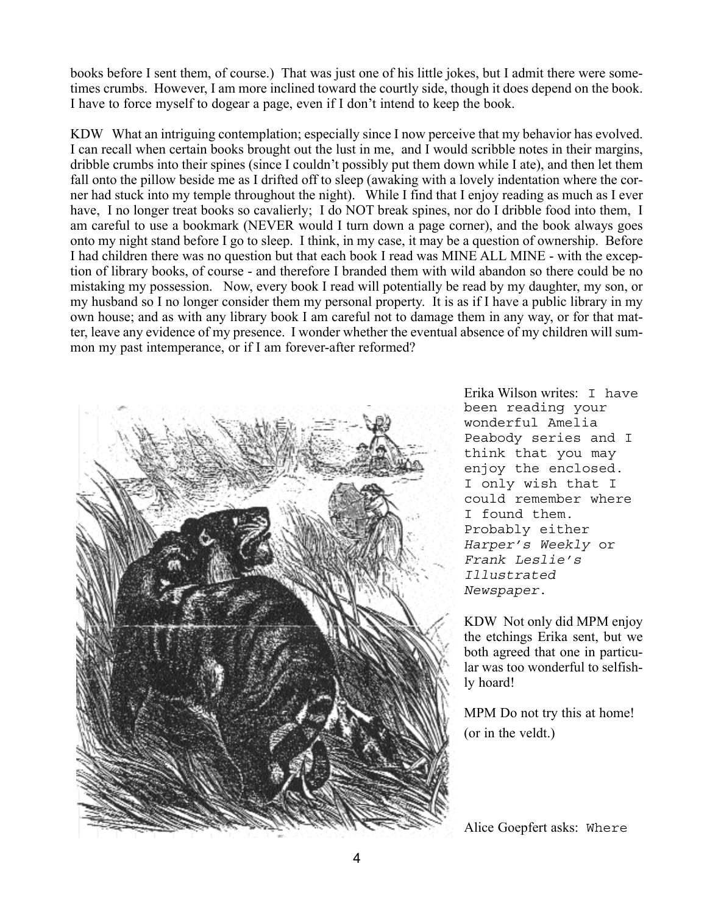books before I sent them, of course.) That was just one of his little jokes, but I admit there were sometimes crumbs. However, I am more inclined toward the courtly side, though it does depend on the book. I have to force myself to dogear a page, even if I don't intend to keep the book.

KDW What an intriguing contemplation; especially since I now perceive that my behavior has evolved. I can recall when certain books brought out the lust in me, and I would scribble notes in their margins, dribble crumbs into their spines (since I couldn't possibly put them down while I ate), and then let them fall onto the pillow beside me as I drifted off to sleep (awaking with a lovely indentation where the corner had stuck into my temple throughout the night). While I find that I enjoy reading as much as I ever have, I no longer treat books so cavalierly; I do NOT break spines, nor do I dribble food into them, I am careful to use a bookmark (NEVER would I turn down a page corner), and the book always goes onto my night stand before I go to sleep. I think, in my case, it may be a question of ownership. Before I had children there was no question but that each book I read was MINE ALL MINE - with the exception of library books, of course - and therefore I branded them with wild abandon so there could be no mistaking my possession. Now, every book I read will potentially be read by my daughter, my son, or my husband so I no longer consider them my personal property. It is as if I have a public library in my own house; and as with any library book I am careful not to damage them in any way, or for that matter, leave any evidence of my presence. I wonder whether the eventual absence of my children will summon my past intemperance, or if I am forever-after reformed?

Erika Wilson writes: I have been reading your wonderful Amelia Peabody series and I think that you may enjoy the enclosed. I only wish that I could remember where I found them. Probably either *Harper's Weekly* or *Frank Leslie's Illustrated Newspaper.*

KDW Not only did MPM enjoy the etchings Erika sent, but we both agreed that one in particular was too wonderful to selfishly hoard!

MPM Do not try this at home! (or in the veldt.)

Alice Goepfert asks: Where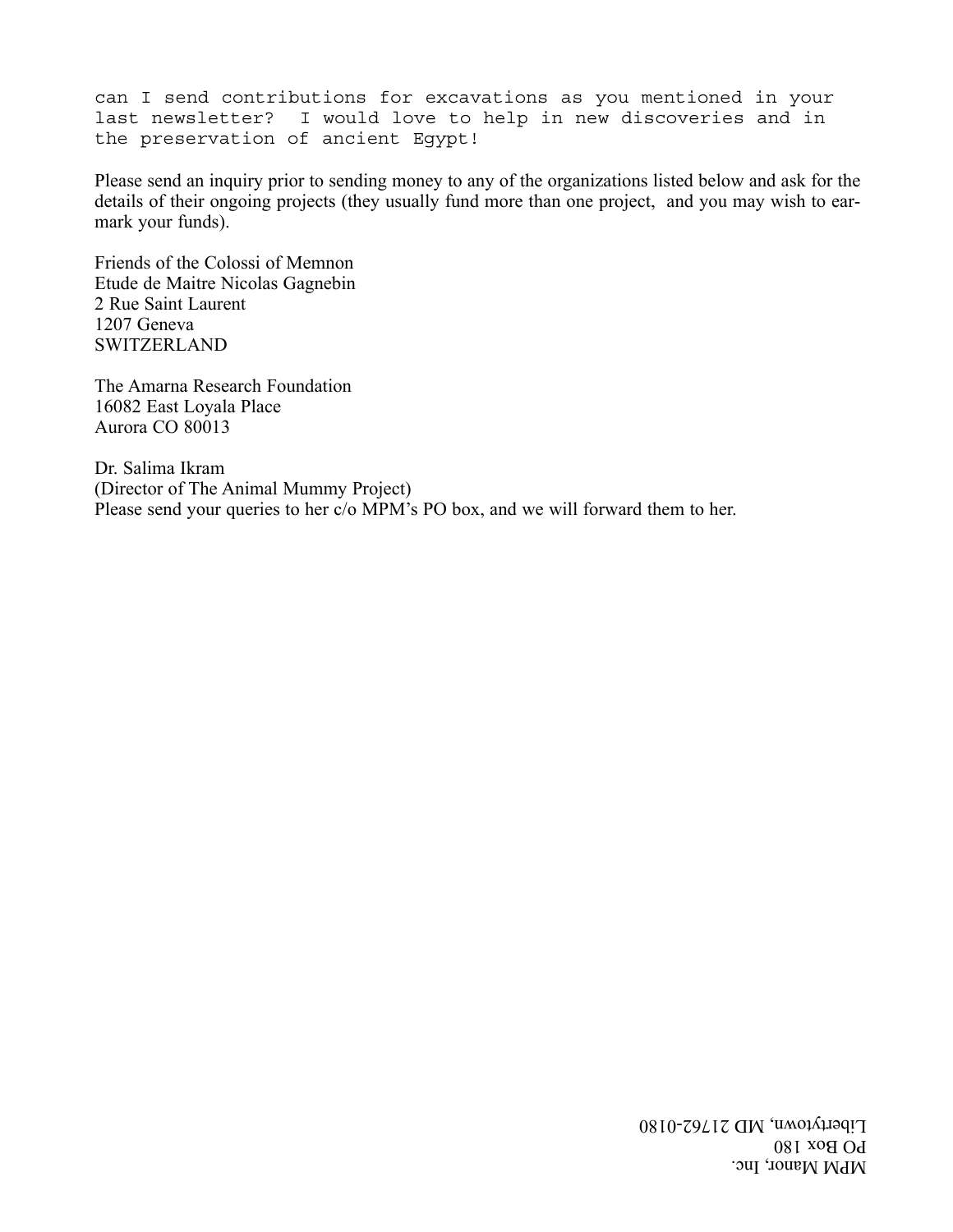can I send contributions for excavations as you mentioned in your last newsletter? I would love to help in new discoveries and in the preservation of ancient Egypt!

Please send an inquiry prior to sending money to any of the organizations listed below and ask for the details of their ongoing projects (they usually fund more than one project, and you may wish to ear-mark your funds).

Friends of the Colossi of Memnon
Etude de Maitre Nicolas Gagnebin
2 Rue Saint Laurent
1207 Geneva
SWITZERLAND

The Amarna Research Foundation
16082 East Loyala Place
Aurora CO 80013

Dr. Salima Ikram
(Director of The Animal Mummy Project)
Please send your queries to her c/o MPM's PO box, and we will forward them to her.

MPM Manor, Inc.
PO Box 180
Libertytown, MD 21762-0180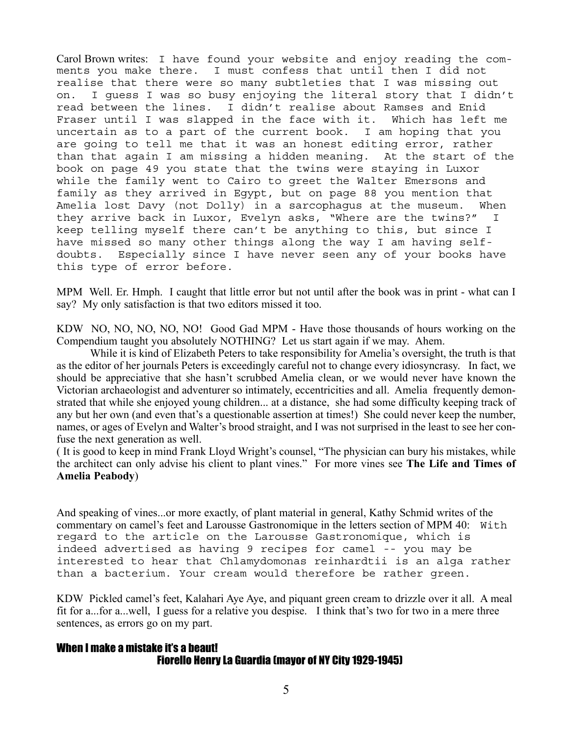Carol Brown writes: I have found your website and enjoy reading the comments you make there. I must confess that until then I did not realise that there were so many subtleties that I was missing out on. I guess I was so busy enjoying the literal story that I didn't read between the lines. I didn't realise about Ramses and Enid Fraser until I was slapped in the face with it. Which has left me uncertain as to a part of the current book. I am hoping that you are going to tell me that it was an honest editing error, rather than that again I am missing a hidden meaning. At the start of the book on page 49 you state that the twins were staying in Luxor while the family went to Cairo to greet the Walter Emersons and family as they arrived in Egypt, but on page 88 you mention that Amelia lost Davy (not Dolly) in a sarcophagus at the museum. When they arrive back in Luxor, Evelyn asks, "Where are the twins?" I keep telling myself there can't be anything to this, but since I have missed so many other things along the way I am having self-doubts. Especially since I have never seen any of your books have this type of error before.

MPM Well. Er. Hmph. I caught that little error but not until after the book was in print - what can I say? My only satisfaction is that two editors missed it too.

KDW NO, NO, NO, NO, NO! Good Gad MPM - Have those thousands of hours working on the Compendium taught you absolutely NOTHING? Let us start again if we may. Ahem.

While it is kind of Elizabeth Peters to take responsibility for Amelia's oversight, the truth is that as the editor of her journals Peters is exceedingly careful not to change every idiosyncrasy. In fact, we should be appreciative that she hasn't scrubbed Amelia clean, or we would never have known the Victorian archaeologist and adventurer so intimately, eccentricities and all. Amelia frequently demonstrated that while she enjoyed young children... at a distance, she had some difficulty keeping track of any but her own (and even that's a questionable assertion at times!) She could never keep the number, names, or ages of Evelyn and Walter's brood straight, and I was not surprised in the least to see her confuse the next generation as well.

( It is good to keep in mind Frank Lloyd Wright's counsel, "The physician can bury his mistakes, while the architect can only advise his client to plant vines." For more vines see **The Life and Times of Amelia Peabody**)

And speaking of vines...or more exactly, of plant material in general, Kathy Schmid writes of the commentary on camel's feet and Larousse Gastronomique in the letters section of MPM 40: With regard to the article on the Larousse Gastronomique, which is indeed advertised as having 9 recipes for camel -- you may be interested to hear that Chlamydomonas reinhardtii is an alga rather than a bacterium. Your cream would therefore be rather green.

KDW Pickled camel's feet, Kalahari Aye Aye, and piquant green cream to drizzle over it all. A meal fit for a...for a...well, I guess for a relative you despise. I think that's two for two in a mere three sentences, as errors go on my part.

**When I make a mistake it's a beaut!**
**Fiorello Henry La Guardia (mayor of NY City 1929-1945)**